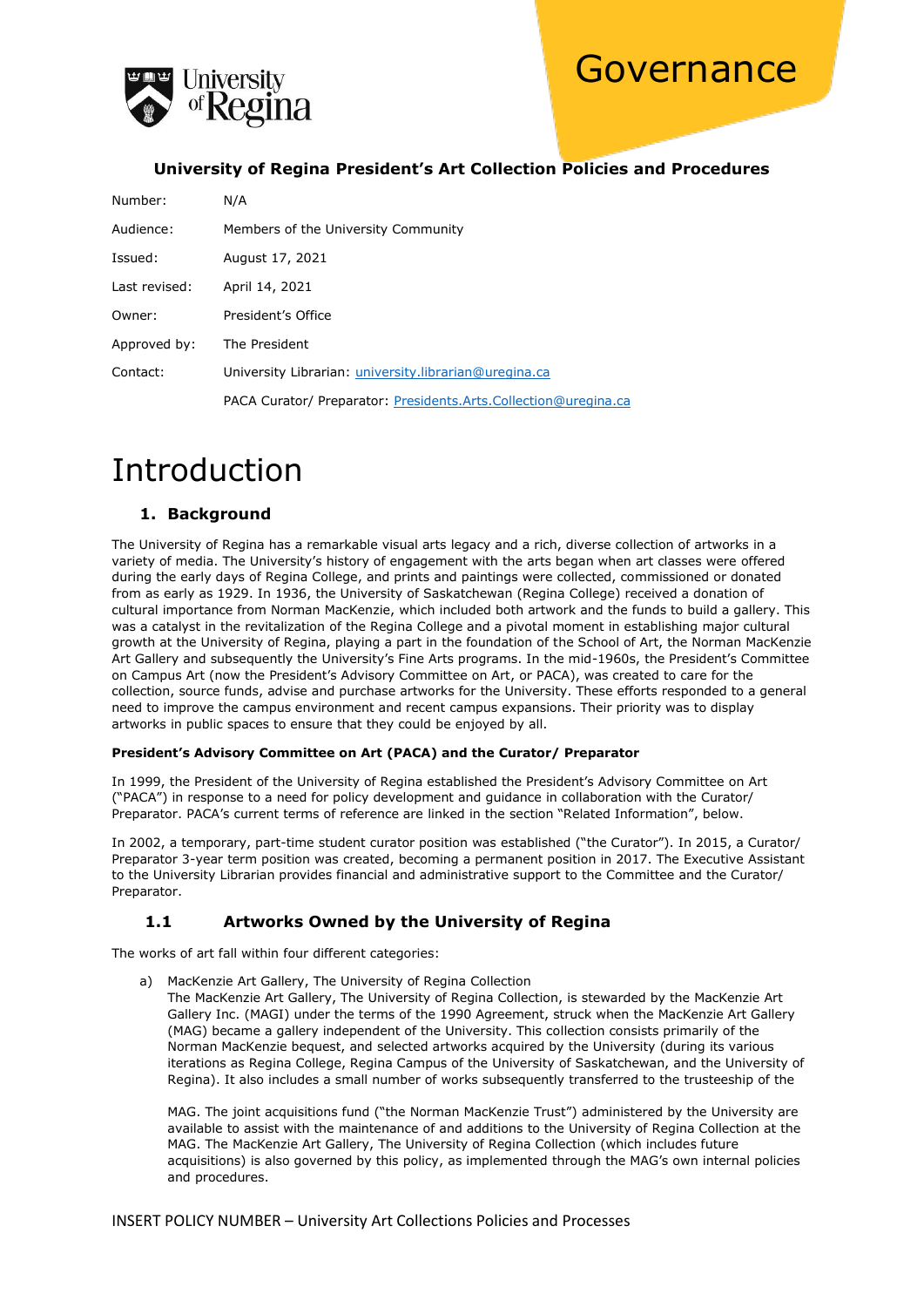# Governance

**University of Regina President's Art Collection Policies and Procedures**

| | |
|---|---|
| Number: | N/A |
| Audience: | Members of the University Community |
| Issued: | August 17, 2021 |
| Last revised: | April 14, 2021 |
| Owner: | President's Office |
| Approved by: | The President |
| Contact: | University Librarian: university.librarian@uregina.ca |
| | PACA Curator/ Preparator: Presidents.Arts.Collection@uregina.ca |

# Introduction

## 1. Background

The University of Regina has a remarkable visual arts legacy and a rich, diverse collection of artworks in a variety of media. The University's history of engagement with the arts began when art classes were offered during the early days of Regina College, and prints and paintings were collected, commissioned or donated from as early as 1929. In 1936, the University of Saskatchewan (Regina College) received a donation of cultural importance from Norman MacKenzie, which included both artwork and the funds to build a gallery. This was a catalyst in the revitalization of the Regina College and a pivotal moment in establishing major cultural growth at the University of Regina, playing a part in the foundation of the School of Art, the Norman MacKenzie Art Gallery and subsequently the University's Fine Arts programs. In the mid-1960s, the President's Committee on Campus Art (now the President's Advisory Committee on Art, or PACA), was created to care for the collection, source funds, advise and purchase artworks for the University. These efforts responded to a general need to improve the campus environment and recent campus expansions. Their priority was to display artworks in public spaces to ensure that they could be enjoyed by all.

**President's Advisory Committee on Art (PACA) and the Curator/ Preparator**

In 1999, the President of the University of Regina established the President's Advisory Committee on Art ("PACA") in response to a need for policy development and guidance in collaboration with the Curator/ Preparator. PACA's current terms of reference are linked in the section "Related Information", below.

In 2002, a temporary, part-time student curator position was established ("the Curator"). In 2015, a Curator/ Preparator 3-year term position was created, becoming a permanent position in 2017. The Executive Assistant to the University Librarian provides financial and administrative support to the Committee and the Curator/ Preparator.

### 1.1 Artworks Owned by the University of Regina

The works of art fall within four different categories:

a) MacKenzie Art Gallery, The University of Regina Collection
   The MacKenzie Art Gallery, The University of Regina Collection, is stewarded by the MacKenzie Art Gallery Inc. (MAGI) under the terms of the 1990 Agreement, struck when the MacKenzie Art Gallery (MAG) became a gallery independent of the University. This collection consists primarily of the Norman MacKenzie bequest, and selected artworks acquired by the University (during its various iterations as Regina College, Regina Campus of the University of Saskatchewan, and the University of Regina). It also includes a small number of works subsequently transferred to the trusteeship of the MAG. The joint acquisitions fund ("the Norman MacKenzie Trust") administered by the University are available to assist with the maintenance of and additions to the University of Regina Collection at the MAG. The MacKenzie Art Gallery, The University of Regina Collection (which includes future acquisitions) is also governed by this policy, as implemented through the MAG's own internal policies and procedures.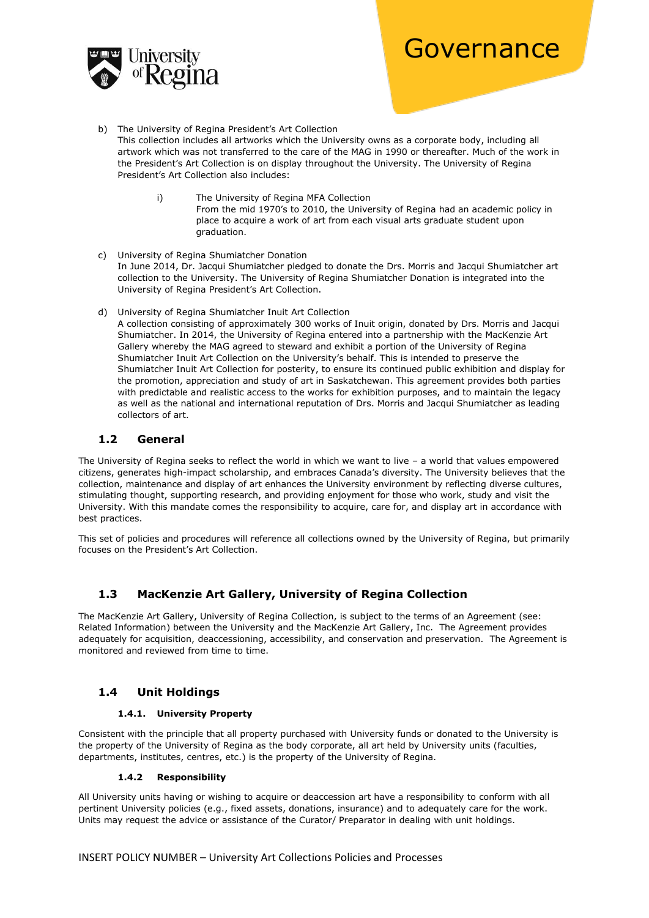b) The University of Regina President's Art Collection
   This collection includes all artworks which the University owns as a corporate body, including all artwork which was not transferred to the care of the MAG in 1990 or thereafter. Much of the work in the President's Art Collection is on display throughout the University. The University of Regina President's Art Collection also includes:

   i) The University of Regina MFA Collection
      From the mid 1970's to 2010, the University of Regina had an academic policy in place to acquire a work of art from each visual arts graduate student upon graduation.

c) University of Regina Shumiatcher Donation
   In June 2014, Dr. Jacqui Shumiatcher pledged to donate the Drs. Morris and Jacqui Shumiatcher art collection to the University. The University of Regina Shumiatcher Donation is integrated into the University of Regina President's Art Collection.

d) University of Regina Shumiatcher Inuit Art Collection
   A collection consisting of approximately 300 works of Inuit origin, donated by Drs. Morris and Jacqui Shumiatcher. In 2014, the University of Regina entered into a partnership with the MacKenzie Art Gallery whereby the MAG agreed to steward and exhibit a portion of the University of Regina Shumiatcher Inuit Art Collection on the University's behalf. This is intended to preserve the Shumiatcher Inuit Art Collection for posterity, to ensure its continued public exhibition and display for the promotion, appreciation and study of art in Saskatchewan. This agreement provides both parties with predictable and realistic access to the works for exhibition purposes, and to maintain the legacy as well as the national and international reputation of Drs. Morris and Jacqui Shumiatcher as leading collectors of art.

## 1.2 General

The University of Regina seeks to reflect the world in which we want to live – a world that values empowered citizens, generates high-impact scholarship, and embraces Canada's diversity. The University believes that the collection, maintenance and display of art enhances the University environment by reflecting diverse cultures, stimulating thought, supporting research, and providing enjoyment for those who work, study and visit the University. With this mandate comes the responsibility to acquire, care for, and display art in accordance with best practices.

This set of policies and procedures will reference all collections owned by the University of Regina, but primarily focuses on the President's Art Collection.

## 1.3 MacKenzie Art Gallery, University of Regina Collection

The MacKenzie Art Gallery, University of Regina Collection, is subject to the terms of an Agreement (see: Related Information) between the University and the MacKenzie Art Gallery, Inc. The Agreement provides adequately for acquisition, deaccessioning, accessibility, and conservation and preservation. The Agreement is monitored and reviewed from time to time.

## 1.4 Unit Holdings

### 1.4.1. University Property

Consistent with the principle that all property purchased with University funds or donated to the University is the property of the University of Regina as the body corporate, all art held by University units (faculties, departments, institutes, centres, etc.) is the property of the University of Regina.

### 1.4.2 Responsibility

All University units having or wishing to acquire or deaccession art have a responsibility to conform with all pertinent University policies (e.g., fixed assets, donations, insurance) and to adequately care for the work. Units may request the advice or assistance of the Curator/ Preparator in dealing with unit holdings.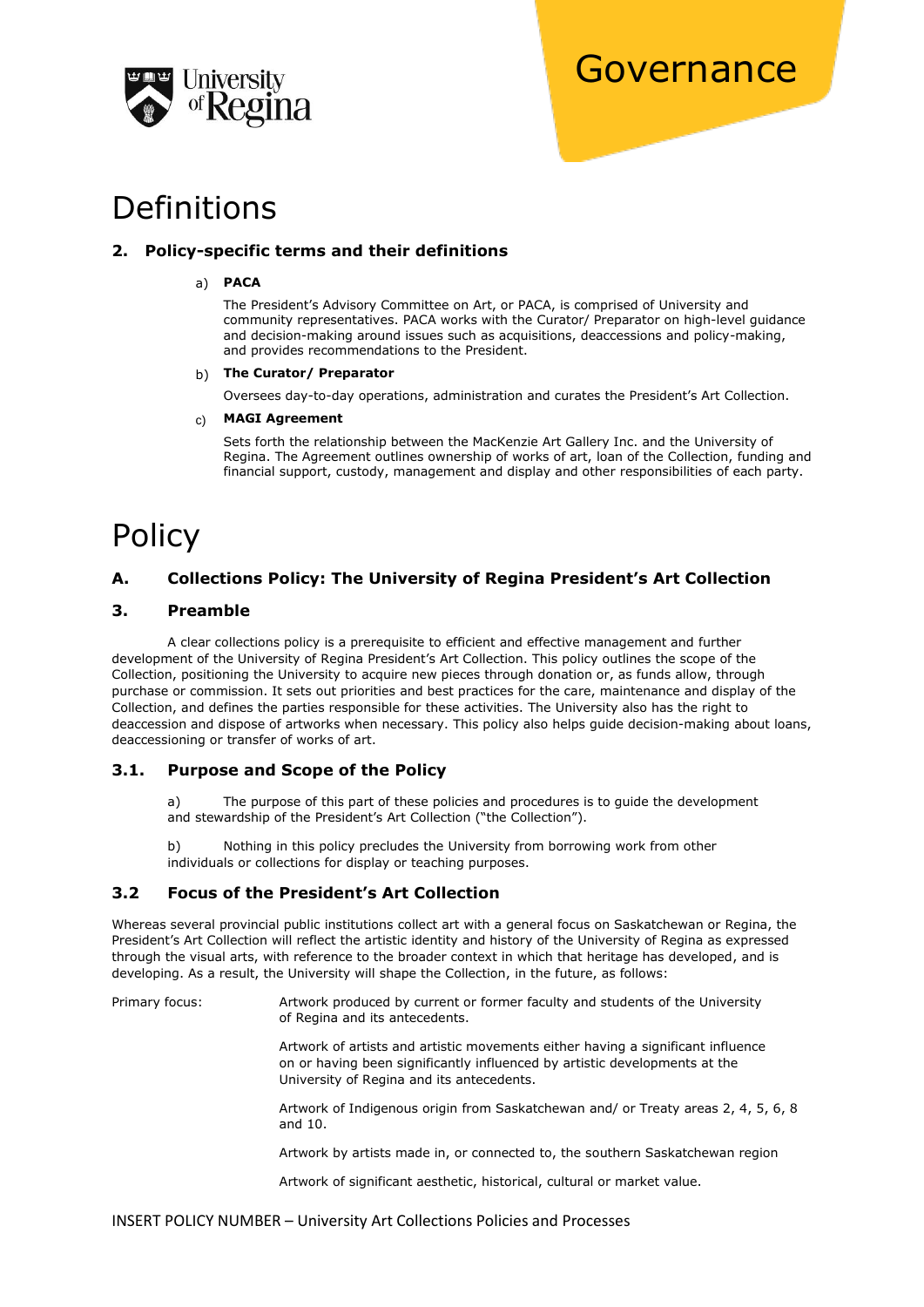# Definitions

## 2. Policy-specific terms and their definitions

a) **PACA**

The President's Advisory Committee on Art, or PACA, is comprised of University and community representatives. PACA works with the Curator/ Preparator on high-level guidance and decision-making around issues such as acquisitions, deaccessions and policy-making, and provides recommendations to the President.

b) **The Curator/ Preparator**

Oversees day-to-day operations, administration and curates the President's Art Collection.

c) **MAGI Agreement**

Sets forth the relationship between the MacKenzie Art Gallery Inc. and the University of Regina. The Agreement outlines ownership of works of art, loan of the Collection, funding and financial support, custody, management and display and other responsibilities of each party.

# Policy

## A. Collections Policy: The University of Regina President's Art Collection

## 3. Preamble

A clear collections policy is a prerequisite to efficient and effective management and further development of the University of Regina President's Art Collection. This policy outlines the scope of the Collection, positioning the University to acquire new pieces through donation or, as funds allow, through purchase or commission. It sets out priorities and best practices for the care, maintenance and display of the Collection, and defines the parties responsible for these activities. The University also has the right to deaccession and dispose of artworks when necessary. This policy also helps guide decision-making about loans, deaccessioning or transfer of works of art.

## 3.1. Purpose and Scope of the Policy

a) The purpose of this part of these policies and procedures is to guide the development and stewardship of the President's Art Collection ("the Collection").

b) Nothing in this policy precludes the University from borrowing work from other individuals or collections for display or teaching purposes.

## 3.2 Focus of the President's Art Collection

Whereas several provincial public institutions collect art with a general focus on Saskatchewan or Regina, the President's Art Collection will reflect the artistic identity and history of the University of Regina as expressed through the visual arts, with reference to the broader context in which that heritage has developed, and is developing. As a result, the University will shape the Collection, in the future, as follows:

Primary focus:

- Artwork produced by current or former faculty and students of the University of Regina and its antecedents.
- Artwork of artists and artistic movements either having a significant influence on or having been significantly influenced by artistic developments at the University of Regina and its antecedents.
- Artwork of Indigenous origin from Saskatchewan and/ or Treaty areas 2, 4, 5, 6, 8 and 10.
- Artwork by artists made in, or connected to, the southern Saskatchewan region
- Artwork of significant aesthetic, historical, cultural or market value.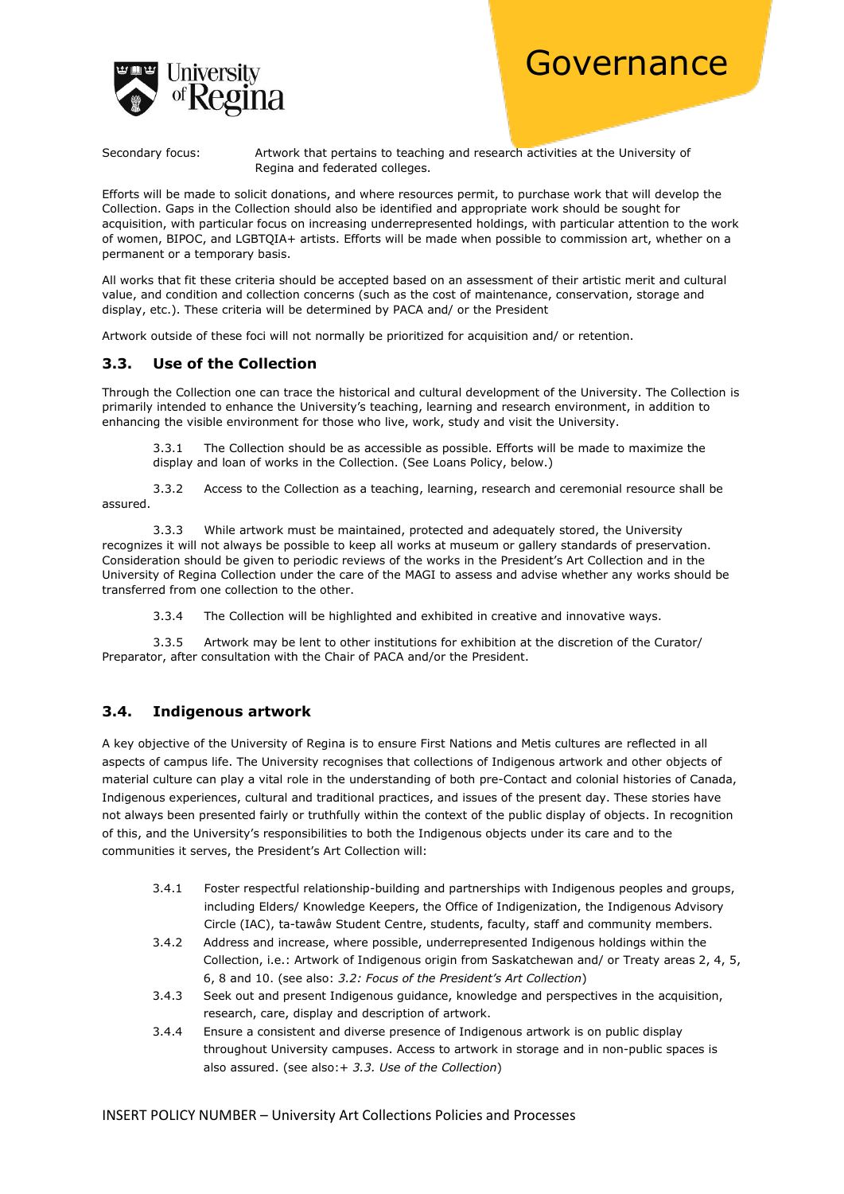Secondary focus: Artwork that pertains to teaching and research activities at the University of Regina and federated colleges.

Efforts will be made to solicit donations, and where resources permit, to purchase work that will develop the Collection. Gaps in the Collection should also be identified and appropriate work should be sought for acquisition, with particular focus on increasing underrepresented holdings, with particular attention to the work of women, BIPOC, and LGBTQIA+ artists. Efforts will be made when possible to commission art, whether on a permanent or a temporary basis.

All works that fit these criteria should be accepted based on an assessment of their artistic merit and cultural value, and condition and collection concerns (such as the cost of maintenance, conservation, storage and display, etc.). These criteria will be determined by PACA and/ or the President

Artwork outside of these foci will not normally be prioritized for acquisition and/ or retention.

## 3.3. Use of the Collection

Through the Collection one can trace the historical and cultural development of the University. The Collection is primarily intended to enhance the University's teaching, learning and research environment, in addition to enhancing the visible environment for those who live, work, study and visit the University.

3.3.1 The Collection should be as accessible as possible. Efforts will be made to maximize the display and loan of works in the Collection. (See Loans Policy, below.)

3.3.2 Access to the Collection as a teaching, learning, research and ceremonial resource shall be assured.

3.3.3 While artwork must be maintained, protected and adequately stored, the University recognizes it will not always be possible to keep all works at museum or gallery standards of preservation. Consideration should be given to periodic reviews of the works in the President's Art Collection and in the University of Regina Collection under the care of the MAGI to assess and advise whether any works should be transferred from one collection to the other.

3.3.4 The Collection will be highlighted and exhibited in creative and innovative ways.

3.3.5 Artwork may be lent to other institutions for exhibition at the discretion of the Curator/ Preparator, after consultation with the Chair of PACA and/or the President.

## 3.4. Indigenous artwork

A key objective of the University of Regina is to ensure First Nations and Metis cultures are reflected in all aspects of campus life. The University recognises that collections of Indigenous artwork and other objects of material culture can play a vital role in the understanding of both pre-Contact and colonial histories of Canada, Indigenous experiences, cultural and traditional practices, and issues of the present day. These stories have not always been presented fairly or truthfully within the context of the public display of objects. In recognition of this, and the University's responsibilities to both the Indigenous objects under its care and to the communities it serves, the President's Art Collection will:

3.4.1 Foster respectful relationship-building and partnerships with Indigenous peoples and groups, including Elders/ Knowledge Keepers, the Office of Indigenization, the Indigenous Advisory Circle (IAC), ta-tawâw Student Centre, students, faculty, staff and community members.

3.4.2 Address and increase, where possible, underrepresented Indigenous holdings within the Collection, i.e.: Artwork of Indigenous origin from Saskatchewan and/ or Treaty areas 2, 4, 5, 6, 8 and 10. (see also: *3.2: Focus of the President's Art Collection*)

3.4.3 Seek out and present Indigenous guidance, knowledge and perspectives in the acquisition, research, care, display and description of artwork.

3.4.4 Ensure a consistent and diverse presence of Indigenous artwork is on public display throughout University campuses. Access to artwork in storage and in non-public spaces is also assured. (see also:+ *3.3. Use of the Collection*)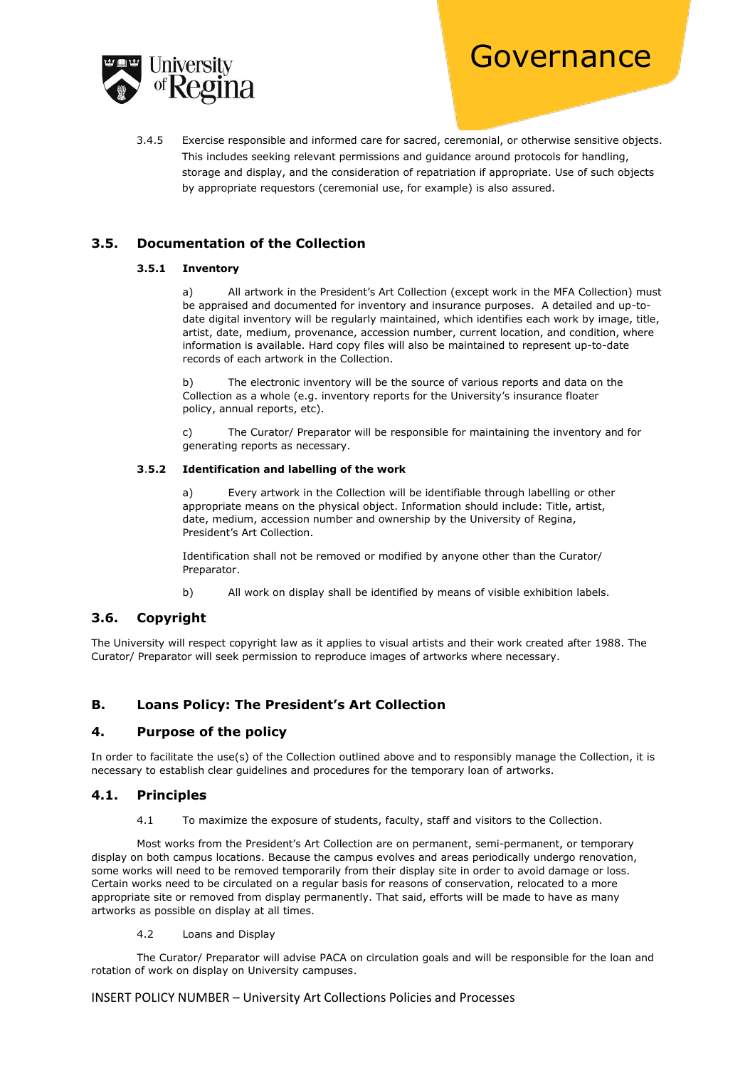3.4.5 Exercise responsible and informed care for sacred, ceremonial, or otherwise sensitive objects. This includes seeking relevant permissions and guidance around protocols for handling, storage and display, and the consideration of repatriation if appropriate. Use of such objects by appropriate requestors (ceremonial use, for example) is also assured.

## 3.5. Documentation of the Collection

### 3.5.1 Inventory

a) All artwork in the President's Art Collection (except work in the MFA Collection) must be appraised and documented for inventory and insurance purposes. A detailed and up-to-date digital inventory will be regularly maintained, which identifies each work by image, title, artist, date, medium, provenance, accession number, current location, and condition, where information is available. Hard copy files will also be maintained to represent up-to-date records of each artwork in the Collection.

b) The electronic inventory will be the source of various reports and data on the Collection as a whole (e.g. inventory reports for the University's insurance floater policy, annual reports, etc).

c) The Curator/ Preparator will be responsible for maintaining the inventory and for generating reports as necessary.

### 3.5.2 Identification and labelling of the work

a) Every artwork in the Collection will be identifiable through labelling or other appropriate means on the physical object. Information should include: Title, artist, date, medium, accession number and ownership by the University of Regina, President's Art Collection.

Identification shall not be removed or modified by anyone other than the Curator/ Preparator.

b) All work on display shall be identified by means of visible exhibition labels.

## 3.6. Copyright

The University will respect copyright law as it applies to visual artists and their work created after 1988. The Curator/ Preparator will seek permission to reproduce images of artworks where necessary.

## B. Loans Policy: The President's Art Collection

## 4. Purpose of the policy

In order to facilitate the use(s) of the Collection outlined above and to responsibly manage the Collection, it is necessary to establish clear guidelines and procedures for the temporary loan of artworks.

## 4.1. Principles

4.1 To maximize the exposure of students, faculty, staff and visitors to the Collection.

Most works from the President's Art Collection are on permanent, semi-permanent, or temporary display on both campus locations. Because the campus evolves and areas periodically undergo renovation, some works will need to be removed temporarily from their display site in order to avoid damage or loss. Certain works need to be circulated on a regular basis for reasons of conservation, relocated to a more appropriate site or removed from display permanently. That said, efforts will be made to have as many artworks as possible on display at all times.

4.2 Loans and Display

The Curator/ Preparator will advise PACA on circulation goals and will be responsible for the loan and rotation of work on display on University campuses.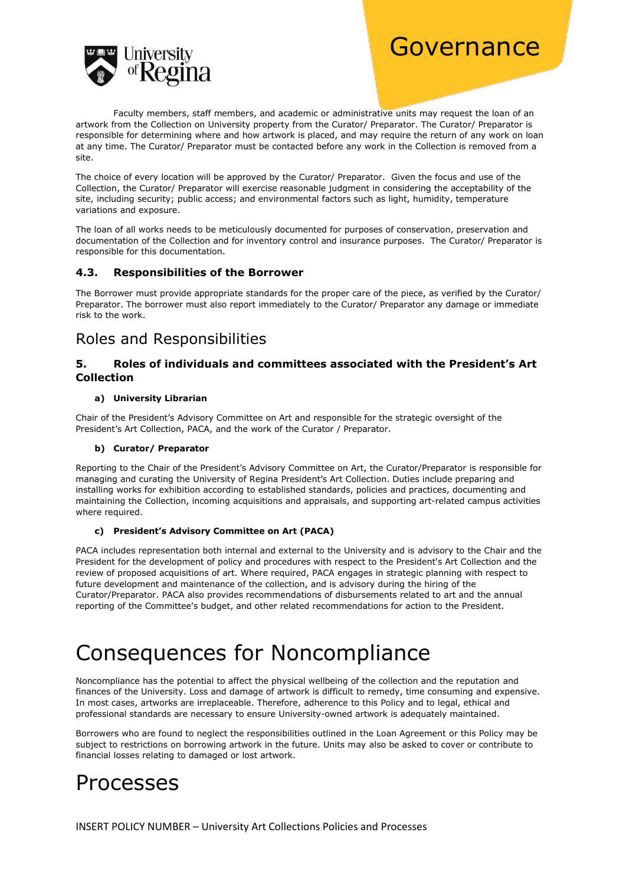Faculty members, staff members, and academic or administrative units may request the loan of an artwork from the Collection on University property from the Curator/ Preparator. The Curator/ Preparator is responsible for determining where and how artwork is placed, and may require the return of any work on loan at any time. The Curator/ Preparator must be contacted before any work in the Collection is removed from a site.

The choice of every location will be approved by the Curator/ Preparator. Given the focus and use of the Collection, the Curator/ Preparator will exercise reasonable judgment in considering the acceptability of the site, including security; public access; and environmental factors such as light, humidity, temperature variations and exposure.

The loan of all works needs to be meticulously documented for purposes of conservation, preservation and documentation of the Collection and for inventory control and insurance purposes. The Curator/ Preparator is responsible for this documentation.

### 4.3. Responsibilities of the Borrower

The Borrower must provide appropriate standards for the proper care of the piece, as verified by the Curator/ Preparator. The borrower must also report immediately to the Curator/ Preparator any damage or immediate risk to the work.

## Roles and Responsibilities

### 5. Roles of individuals and committees associated with the President's Art Collection

**a) University Librarian**

Chair of the President's Advisory Committee on Art and responsible for the strategic oversight of the President's Art Collection, PACA, and the work of the Curator / Preparator.

**b) Curator/ Preparator**

Reporting to the Chair of the President's Advisory Committee on Art, the Curator/Preparator is responsible for managing and curating the University of Regina President's Art Collection. Duties include preparing and installing works for exhibition according to established standards, policies and practices, documenting and maintaining the Collection, incoming acquisitions and appraisals, and supporting art-related campus activities where required.

**c) President's Advisory Committee on Art (PACA)**

PACA includes representation both internal and external to the University and is advisory to the Chair and the President for the development of policy and procedures with respect to the President's Art Collection and the review of proposed acquisitions of art. Where required, PACA engages in strategic planning with respect to future development and maintenance of the collection, and is advisory during the hiring of the Curator/Preparator. PACA also provides recommendations of disbursements related to art and the annual reporting of the Committee's budget, and other related recommendations for action to the President.

# Consequences for Noncompliance

Noncompliance has the potential to affect the physical wellbeing of the collection and the reputation and finances of the University. Loss and damage of artwork is difficult to remedy, time consuming and expensive. In most cases, artworks are irreplaceable. Therefore, adherence to this Policy and to legal, ethical and professional standards are necessary to ensure University-owned artwork is adequately maintained.

Borrowers who are found to neglect the responsibilities outlined in the Loan Agreement or this Policy may be subject to restrictions on borrowing artwork in the future. Units may also be asked to cover or contribute to financial losses relating to damaged or lost artwork.

# Processes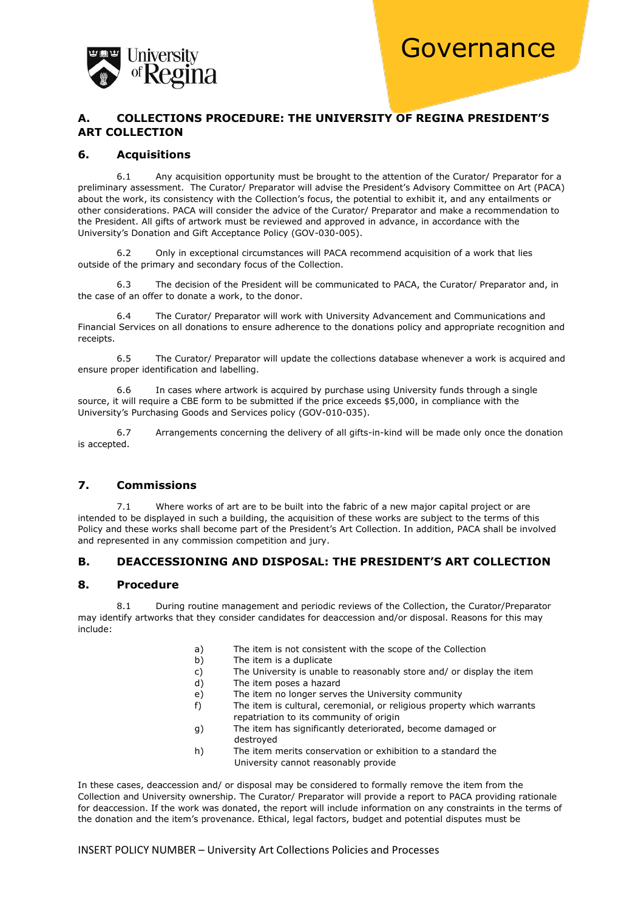## A. COLLECTIONS PROCEDURE: THE UNIVERSITY OF REGINA PRESIDENT'S ART COLLECTION

### 6. Acquisitions

6.1 Any acquisition opportunity must be brought to the attention of the Curator/ Preparator for a preliminary assessment. The Curator/ Preparator will advise the President's Advisory Committee on Art (PACA) about the work, its consistency with the Collection's focus, the potential to exhibit it, and any entailments or other considerations. PACA will consider the advice of the Curator/ Preparator and make a recommendation to the President. All gifts of artwork must be reviewed and approved in advance, in accordance with the University's Donation and Gift Acceptance Policy (GOV-030-005).

6.2 Only in exceptional circumstances will PACA recommend acquisition of a work that lies outside of the primary and secondary focus of the Collection.

6.3 The decision of the President will be communicated to PACA, the Curator/ Preparator and, in the case of an offer to donate a work, to the donor.

6.4 The Curator/ Preparator will work with University Advancement and Communications and Financial Services on all donations to ensure adherence to the donations policy and appropriate recognition and receipts.

6.5 The Curator/ Preparator will update the collections database whenever a work is acquired and ensure proper identification and labelling.

6.6 In cases where artwork is acquired by purchase using University funds through a single source, it will require a CBE form to be submitted if the price exceeds $5,000, in compliance with the University's Purchasing Goods and Services policy (GOV-010-035).

6.7 Arrangements concerning the delivery of all gifts-in-kind will be made only once the donation is accepted.

### 7. Commissions

7.1 Where works of art are to be built into the fabric of a new major capital project or are intended to be displayed in such a building, the acquisition of these works are subject to the terms of this Policy and these works shall become part of the President's Art Collection. In addition, PACA shall be involved and represented in any commission competition and jury.

## B. DEACCESSIONING AND DISPOSAL: THE PRESIDENT'S ART COLLECTION

### 8. Procedure

8.1 During routine management and periodic reviews of the Collection, the Curator/Preparator may identify artworks that they consider candidates for deaccession and/or disposal. Reasons for this may include:

a) The item is not consistent with the scope of the Collection
b) The item is a duplicate
c) The University is unable to reasonably store and/ or display the item
d) The item poses a hazard
e) The item no longer serves the University community
f) The item is cultural, ceremonial, or religious property which warrants repatriation to its community of origin
g) The item has significantly deteriorated, become damaged or destroyed
h) The item merits conservation or exhibition to a standard the University cannot reasonably provide

In these cases, deaccession and/ or disposal may be considered to formally remove the item from the Collection and University ownership. The Curator/ Preparator will provide a report to PACA providing rationale for deaccession. If the work was donated, the report will include information on any constraints in the terms of the donation and the item's provenance. Ethical, legal factors, budget and potential disputes must be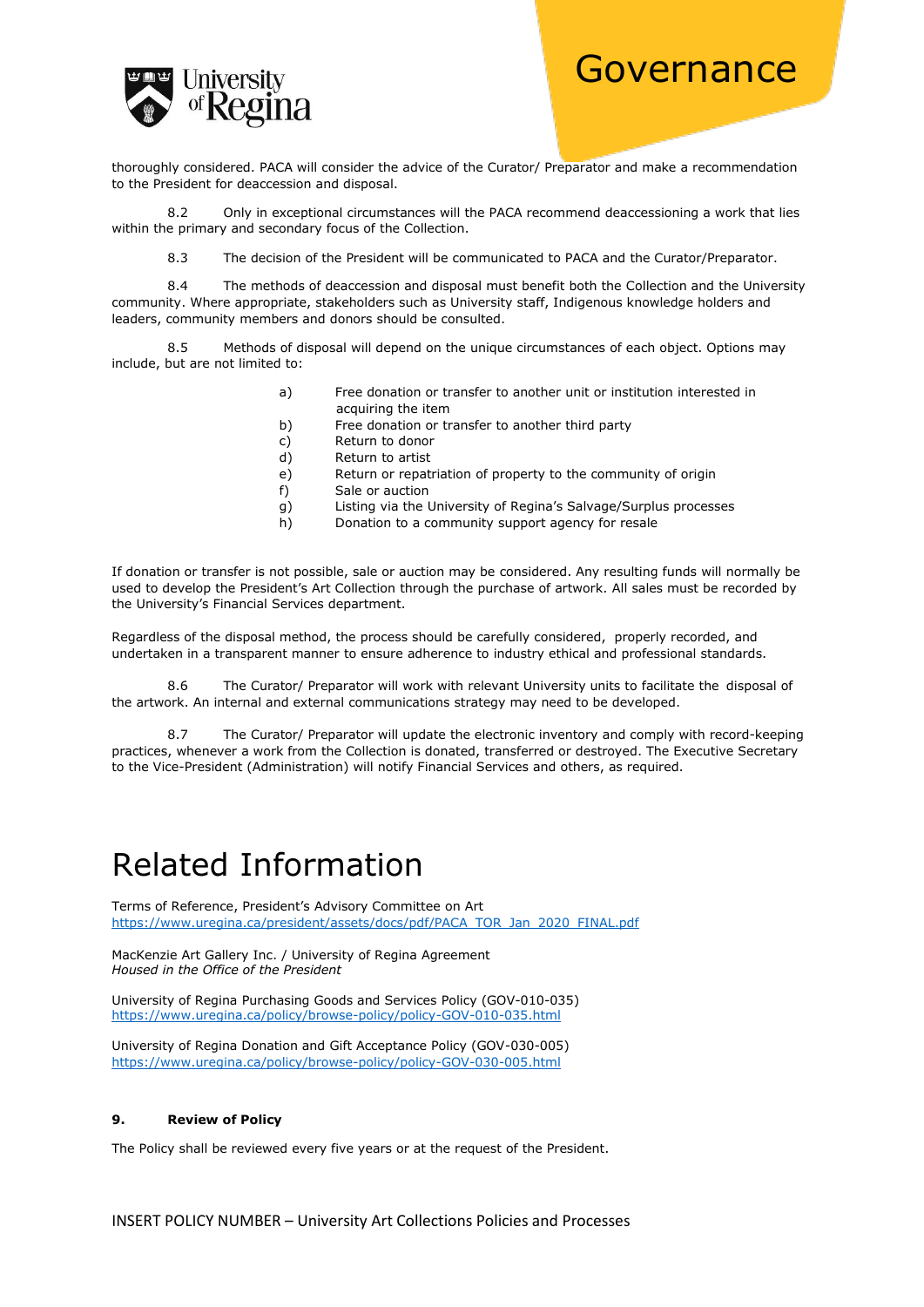thoroughly considered. PACA will consider the advice of the Curator/ Preparator and make a recommendation to the President for deaccession and disposal.

8.2 Only in exceptional circumstances will the PACA recommend deaccessioning a work that lies within the primary and secondary focus of the Collection.

8.3 The decision of the President will be communicated to PACA and the Curator/Preparator.

8.4 The methods of deaccession and disposal must benefit both the Collection and the University community. Where appropriate, stakeholders such as University staff, Indigenous knowledge holders and leaders, community members and donors should be consulted.

8.5 Methods of disposal will depend on the unique circumstances of each object. Options may include, but are not limited to:

- a) Free donation or transfer to another unit or institution interested in acquiring the item
- b) Free donation or transfer to another third party
- c) Return to donor
- d) Return to artist
- e) Return or repatriation of property to the community of origin
- f) Sale or auction
- g) Listing via the University of Regina's Salvage/Surplus processes
- h) Donation to a community support agency for resale

If donation or transfer is not possible, sale or auction may be considered. Any resulting funds will normally be used to develop the President's Art Collection through the purchase of artwork. All sales must be recorded by the University's Financial Services department.

Regardless of the disposal method, the process should be carefully considered, properly recorded, and undertaken in a transparent manner to ensure adherence to industry ethical and professional standards.

8.6 The Curator/ Preparator will work with relevant University units to facilitate the disposal of the artwork. An internal and external communications strategy may need to be developed.

8.7 The Curator/ Preparator will update the electronic inventory and comply with record-keeping practices, whenever a work from the Collection is donated, transferred or destroyed. The Executive Secretary to the Vice-President (Administration) will notify Financial Services and others, as required.

# Related Information

Terms of Reference, President's Advisory Committee on Art
https://www.uregina.ca/president/assets/docs/pdf/PACA_TOR_Jan_2020_FINAL.pdf

MacKenzie Art Gallery Inc. / University of Regina Agreement
*Housed in the Office of the President*

University of Regina Purchasing Goods and Services Policy (GOV-010-035)
https://www.uregina.ca/policy/browse-policy/policy-GOV-010-035.html

University of Regina Donation and Gift Acceptance Policy (GOV-030-005)
https://www.uregina.ca/policy/browse-policy/policy-GOV-030-005.html

**9. Review of Policy**

The Policy shall be reviewed every five years or at the request of the President.